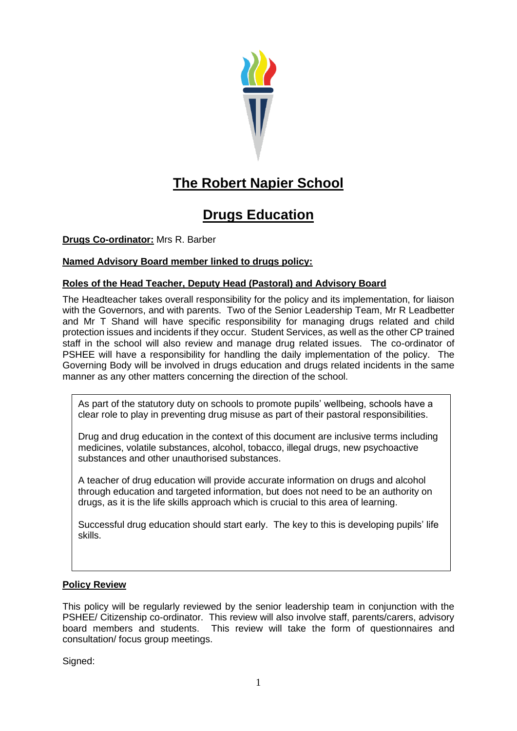# The Robert Napier School

## Drugs Education

**Drugs Co-ordinator:** Mrs R. Barber

**Named Advisory Board member linked to drugs policy:**

**Roles of the Head Teacher, Deputy Head (Pastoral) and Advisory Board**

The Headteacher takes overall responsibility for the policy and its implementation, for liaison with the Governors, and with parents. Two of the Senior Leadership Team, Mr R Leadbetter and Mr T Shand will have specific responsibility for managing drugs related and child protection issues and incidents if they occur. Student Services, as well as the other CP trained staff in the school will also review and manage drug related issues. The co-ordinator of PSHEE will have a responsibility for handling the daily implementation of the policy. The Governing Body will be involved in drugs education and drugs related incidents in the same manner as any other matters concerning the direction of the school.

> As part of the statutory duty on schools to promote pupils' wellbeing, schools have a clear role to play in preventing drug misuse as part of their pastoral responsibilities.
>
> Drug and drug education in the context of this document are inclusive terms including medicines, volatile substances, alcohol, tobacco, illegal drugs, new psychoactive substances and other unauthorised substances.
>
> A teacher of drug education will provide accurate information on drugs and alcohol through education and targeted information, but does not need to be an authority on drugs, as it is the life skills approach which is crucial to this area of learning.
>
> Successful drug education should start early. The key to this is developing pupils' life skills.

**Policy Review**

This policy will be regularly reviewed by the senior leadership team in conjunction with the PSHEE/ Citizenship co-ordinator. This review will also involve staff, parents/carers, advisory board members and students. This review will take the form of questionnaires and consultation/ focus group meetings.

Signed: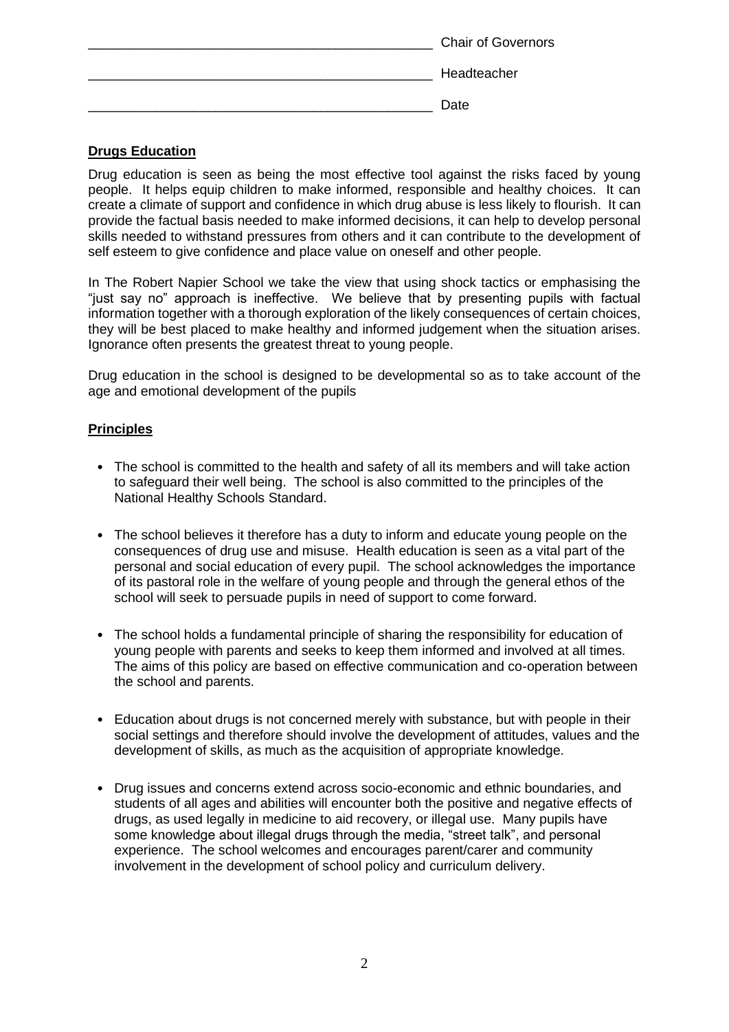\_\_\_\_\_\_\_\_\_\_\_\_\_\_\_\_\_\_\_\_\_\_\_\_\_\_\_\_\_\_\_\_\_\_\_\_\_\_\_\_\_\_\_\_ Chair of Governors

\_\_\_\_\_\_\_\_\_\_\_\_\_\_\_\_\_\_\_\_\_\_\_\_\_\_\_\_\_\_\_\_\_\_\_\_\_\_\_\_\_\_\_\_ Headteacher

\_\_\_\_\_\_\_\_\_\_\_\_\_\_\_\_\_\_\_\_\_\_\_\_\_\_\_\_\_\_\_\_\_\_\_\_\_\_\_\_\_\_\_\_ Date

**Drugs Education**

Drug education is seen as being the most effective tool against the risks faced by young people. It helps equip children to make informed, responsible and healthy choices. It can create a climate of support and confidence in which drug abuse is less likely to flourish. It can provide the factual basis needed to make informed decisions, it can help to develop personal skills needed to withstand pressures from others and it can contribute to the development of self esteem to give confidence and place value on oneself and other people.

In The Robert Napier School we take the view that using shock tactics or emphasising the "just say no" approach is ineffective. We believe that by presenting pupils with factual information together with a thorough exploration of the likely consequences of certain choices, they will be best placed to make healthy and informed judgement when the situation arises. Ignorance often presents the greatest threat to young people.

Drug education in the school is designed to be developmental so as to take account of the age and emotional development of the pupils

**Principles**

- The school is committed to the health and safety of all its members and will take action to safeguard their well being. The school is also committed to the principles of the National Healthy Schools Standard.
- The school believes it therefore has a duty to inform and educate young people on the consequences of drug use and misuse. Health education is seen as a vital part of the personal and social education of every pupil. The school acknowledges the importance of its pastoral role in the welfare of young people and through the general ethos of the school will seek to persuade pupils in need of support to come forward.
- The school holds a fundamental principle of sharing the responsibility for education of young people with parents and seeks to keep them informed and involved at all times. The aims of this policy are based on effective communication and co-operation between the school and parents.
- Education about drugs is not concerned merely with substance, but with people in their social settings and therefore should involve the development of attitudes, values and the development of skills, as much as the acquisition of appropriate knowledge.
- Drug issues and concerns extend across socio-economic and ethnic boundaries, and students of all ages and abilities will encounter both the positive and negative effects of drugs, as used legally in medicine to aid recovery, or illegal use. Many pupils have some knowledge about illegal drugs through the media, "street talk", and personal experience. The school welcomes and encourages parent/carer and community involvement in the development of school policy and curriculum delivery.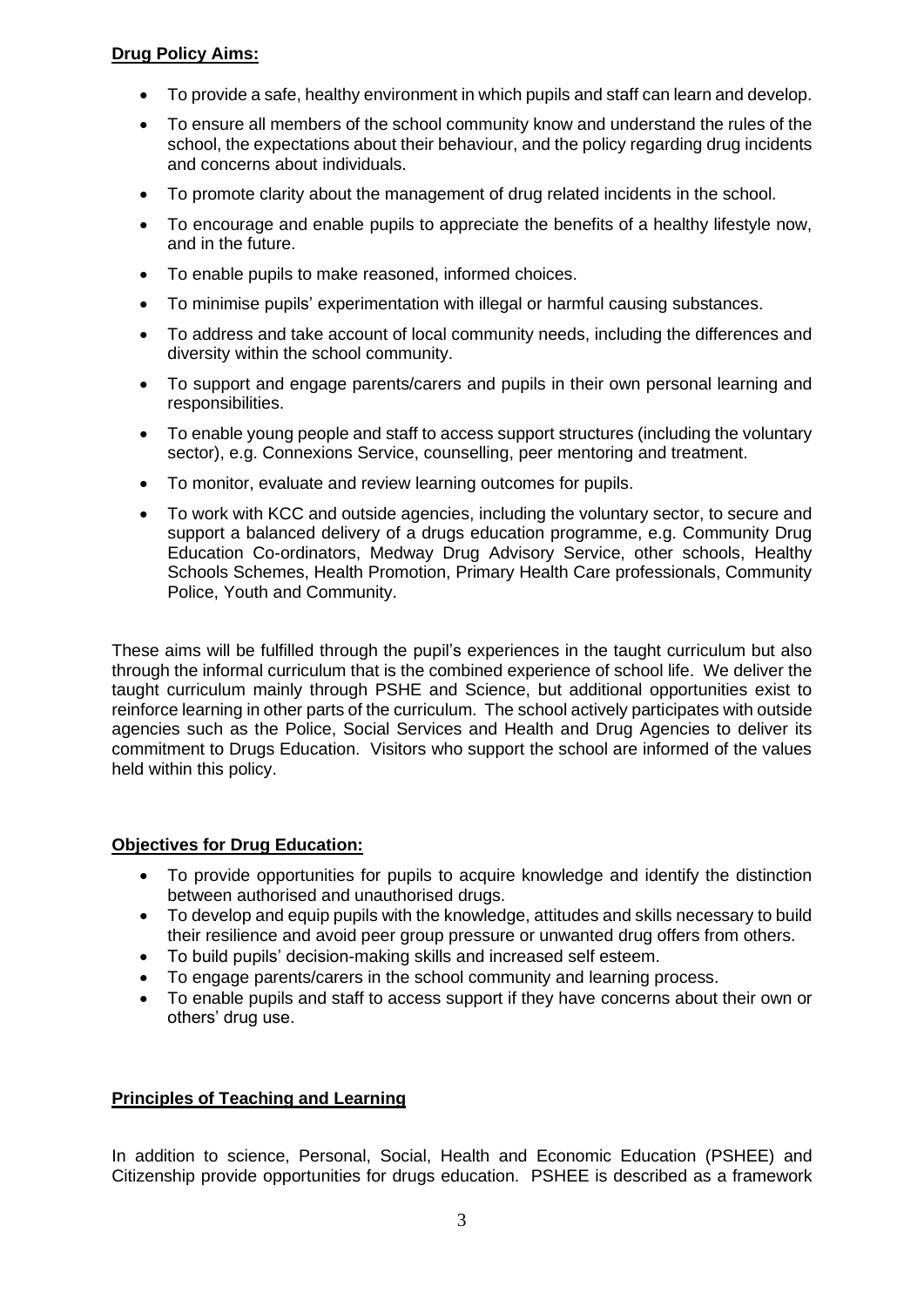**Drug Policy Aims:**

- To provide a safe, healthy environment in which pupils and staff can learn and develop.
- To ensure all members of the school community know and understand the rules of the school, the expectations about their behaviour, and the policy regarding drug incidents and concerns about individuals.
- To promote clarity about the management of drug related incidents in the school.
- To encourage and enable pupils to appreciate the benefits of a healthy lifestyle now, and in the future.
- To enable pupils to make reasoned, informed choices.
- To minimise pupils' experimentation with illegal or harmful causing substances.
- To address and take account of local community needs, including the differences and diversity within the school community.
- To support and engage parents/carers and pupils in their own personal learning and responsibilities.
- To enable young people and staff to access support structures (including the voluntary sector), e.g. Connexions Service, counselling, peer mentoring and treatment.
- To monitor, evaluate and review learning outcomes for pupils.
- To work with KCC and outside agencies, including the voluntary sector, to secure and support a balanced delivery of a drugs education programme, e.g. Community Drug Education Co-ordinators, Medway Drug Advisory Service, other schools, Healthy Schools Schemes, Health Promotion, Primary Health Care professionals, Community Police, Youth and Community.

These aims will be fulfilled through the pupil's experiences in the taught curriculum but also through the informal curriculum that is the combined experience of school life. We deliver the taught curriculum mainly through PSHE and Science, but additional opportunities exist to reinforce learning in other parts of the curriculum. The school actively participates with outside agencies such as the Police, Social Services and Health and Drug Agencies to deliver its commitment to Drugs Education. Visitors who support the school are informed of the values held within this policy.

**Objectives for Drug Education:**

- To provide opportunities for pupils to acquire knowledge and identify the distinction between authorised and unauthorised drugs.
- To develop and equip pupils with the knowledge, attitudes and skills necessary to build their resilience and avoid peer group pressure or unwanted drug offers from others.
- To build pupils' decision-making skills and increased self esteem.
- To engage parents/carers in the school community and learning process.
- To enable pupils and staff to access support if they have concerns about their own or others' drug use.

**Principles of Teaching and Learning**

In addition to science, Personal, Social, Health and Economic Education (PSHEE) and Citizenship provide opportunities for drugs education. PSHEE is described as a framework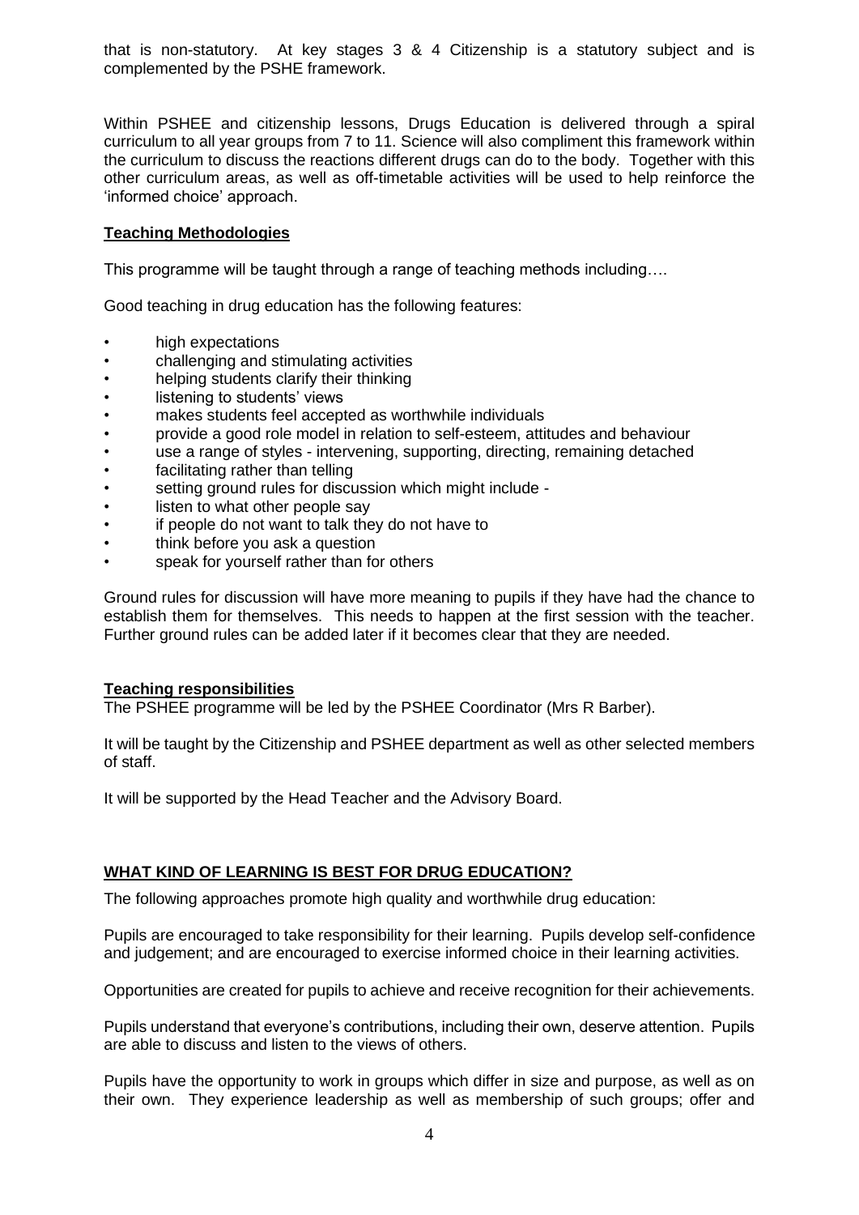that is non-statutory. At key stages 3 & 4 Citizenship is a statutory subject and is complemented by the PSHE framework.

Within PSHEE and citizenship lessons, Drugs Education is delivered through a spiral curriculum to all year groups from 7 to 11. Science will also compliment this framework within the curriculum to discuss the reactions different drugs can do to the body. Together with this other curriculum areas, as well as off-timetable activities will be used to help reinforce the 'informed choice' approach.

**Teaching Methodologies**

This programme will be taught through a range of teaching methods including….

Good teaching in drug education has the following features:

- high expectations
- challenging and stimulating activities
- helping students clarify their thinking
- listening to students' views
- makes students feel accepted as worthwhile individuals
- provide a good role model in relation to self-esteem, attitudes and behaviour
- use a range of styles - intervening, supporting, directing, remaining detached
- facilitating rather than telling
- setting ground rules for discussion which might include -
- listen to what other people say
- if people do not want to talk they do not have to
- think before you ask a question
- speak for yourself rather than for others

Ground rules for discussion will have more meaning to pupils if they have had the chance to establish them for themselves. This needs to happen at the first session with the teacher. Further ground rules can be added later if it becomes clear that they are needed.

**Teaching responsibilities**

The PSHEE programme will be led by the PSHEE Coordinator (Mrs R Barber).

It will be taught by the Citizenship and PSHEE department as well as other selected members of staff.

It will be supported by the Head Teacher and the Advisory Board.

**WHAT KIND OF LEARNING IS BEST FOR DRUG EDUCATION?**

The following approaches promote high quality and worthwhile drug education:

Pupils are encouraged to take responsibility for their learning. Pupils develop self-confidence and judgement; and are encouraged to exercise informed choice in their learning activities.

Opportunities are created for pupils to achieve and receive recognition for their achievements.

Pupils understand that everyone's contributions, including their own, deserve attention. Pupils are able to discuss and listen to the views of others.

Pupils have the opportunity to work in groups which differ in size and purpose, as well as on their own. They experience leadership as well as membership of such groups; offer and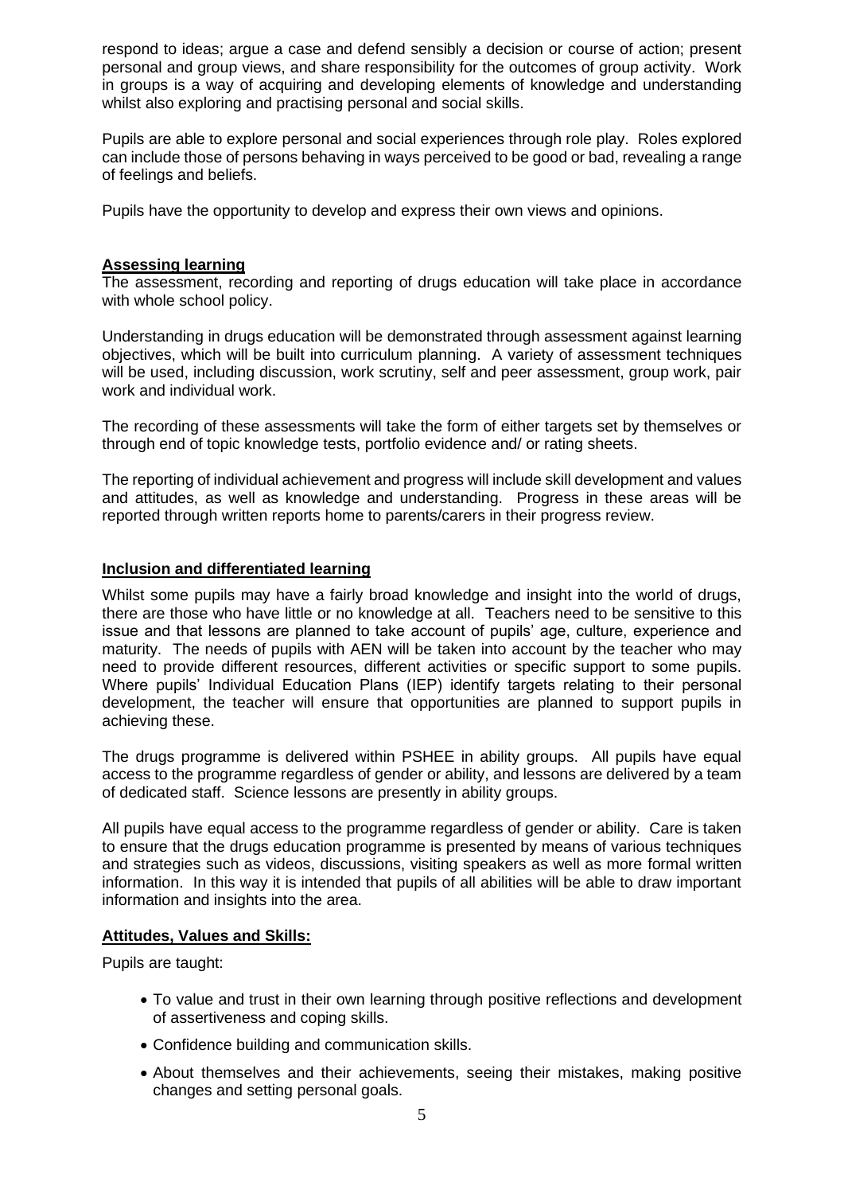respond to ideas; argue a case and defend sensibly a decision or course of action; present personal and group views, and share responsibility for the outcomes of group activity. Work in groups is a way of acquiring and developing elements of knowledge and understanding whilst also exploring and practising personal and social skills.

Pupils are able to explore personal and social experiences through role play. Roles explored can include those of persons behaving in ways perceived to be good or bad, revealing a range of feelings and beliefs.

Pupils have the opportunity to develop and express their own views and opinions.

## Assessing learning

The assessment, recording and reporting of drugs education will take place in accordance with whole school policy.

Understanding in drugs education will be demonstrated through assessment against learning objectives, which will be built into curriculum planning. A variety of assessment techniques will be used, including discussion, work scrutiny, self and peer assessment, group work, pair work and individual work.

The recording of these assessments will take the form of either targets set by themselves or through end of topic knowledge tests, portfolio evidence and/ or rating sheets.

The reporting of individual achievement and progress will include skill development and values and attitudes, as well as knowledge and understanding. Progress in these areas will be reported through written reports home to parents/carers in their progress review.

## Inclusion and differentiated learning

Whilst some pupils may have a fairly broad knowledge and insight into the world of drugs, there are those who have little or no knowledge at all. Teachers need to be sensitive to this issue and that lessons are planned to take account of pupils' age, culture, experience and maturity. The needs of pupils with AEN will be taken into account by the teacher who may need to provide different resources, different activities or specific support to some pupils. Where pupils' Individual Education Plans (IEP) identify targets relating to their personal development, the teacher will ensure that opportunities are planned to support pupils in achieving these.

The drugs programme is delivered within PSHEE in ability groups. All pupils have equal access to the programme regardless of gender or ability, and lessons are delivered by a team of dedicated staff. Science lessons are presently in ability groups.

All pupils have equal access to the programme regardless of gender or ability. Care is taken to ensure that the drugs education programme is presented by means of various techniques and strategies such as videos, discussions, visiting speakers as well as more formal written information. In this way it is intended that pupils of all abilities will be able to draw important information and insights into the area.

## Attitudes, Values and Skills:

Pupils are taught:

- To value and trust in their own learning through positive reflections and development of assertiveness and coping skills.
- Confidence building and communication skills.
- About themselves and their achievements, seeing their mistakes, making positive changes and setting personal goals.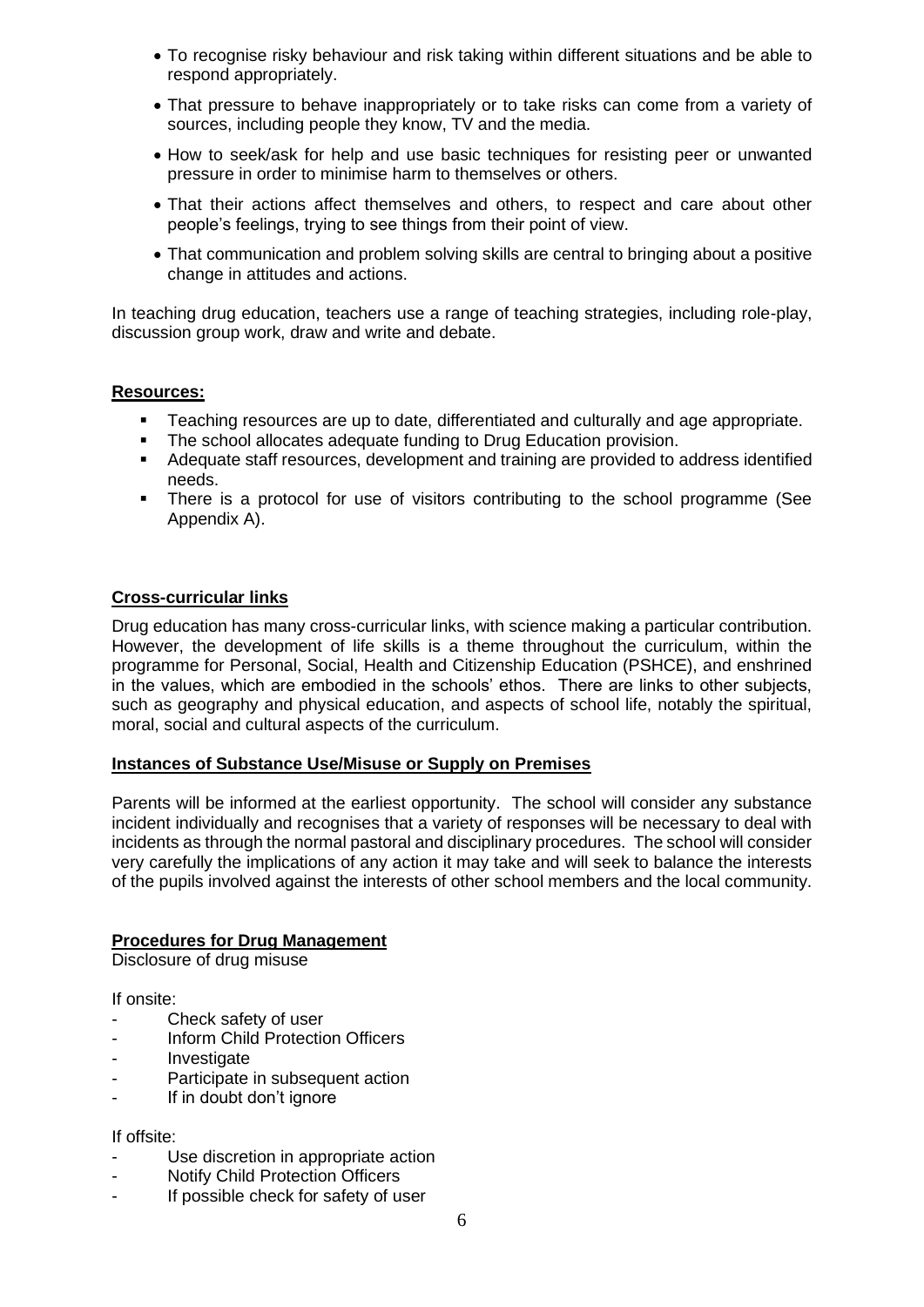- To recognise risky behaviour and risk taking within different situations and be able to respond appropriately.
- That pressure to behave inappropriately or to take risks can come from a variety of sources, including people they know, TV and the media.
- How to seek/ask for help and use basic techniques for resisting peer or unwanted pressure in order to minimise harm to themselves or others.
- That their actions affect themselves and others, to respect and care about other people's feelings, trying to see things from their point of view.
- That communication and problem solving skills are central to bringing about a positive change in attitudes and actions.

In teaching drug education, teachers use a range of teaching strategies, including role-play, discussion group work, draw and write and debate.

**Resources:**

- Teaching resources are up to date, differentiated and culturally and age appropriate.
- The school allocates adequate funding to Drug Education provision.
- Adequate staff resources, development and training are provided to address identified needs.
- There is a protocol for use of visitors contributing to the school programme (See Appendix A).

**Cross-curricular links**

Drug education has many cross-curricular links, with science making a particular contribution. However, the development of life skills is a theme throughout the curriculum, within the programme for Personal, Social, Health and Citizenship Education (PSHCE), and enshrined in the values, which are embodied in the schools' ethos. There are links to other subjects, such as geography and physical education, and aspects of school life, notably the spiritual, moral, social and cultural aspects of the curriculum.

**Instances of Substance Use/Misuse or Supply on Premises**

Parents will be informed at the earliest opportunity. The school will consider any substance incident individually and recognises that a variety of responses will be necessary to deal with incidents as through the normal pastoral and disciplinary procedures. The school will consider very carefully the implications of any action it may take and will seek to balance the interests of the pupils involved against the interests of other school members and the local community.

**Procedures for Drug Management**

Disclosure of drug misuse

If onsite:

- Check safety of user
- Inform Child Protection Officers
- Investigate
- Participate in subsequent action
- If in doubt don't ignore

If offsite:

- Use discretion in appropriate action
- Notify Child Protection Officers
- If possible check for safety of user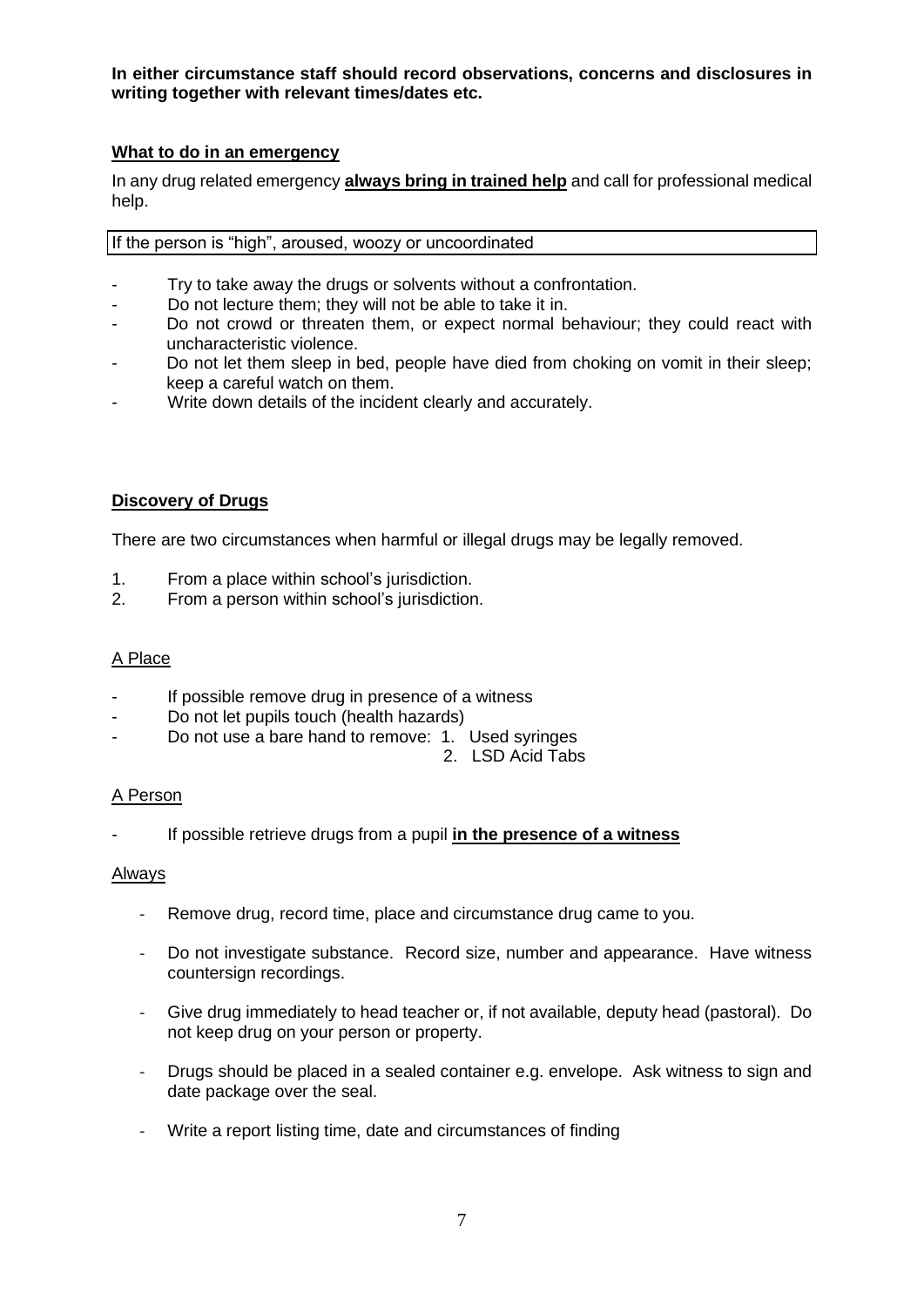**In either circumstance staff should record observations, concerns and disclosures in writing together with relevant times/dates etc.**

## What to do in an emergency

In any drug related emergency **always bring in trained help** and call for professional medical help.

If the person is "high", aroused, woozy or uncoordinated

- Try to take away the drugs or solvents without a confrontation.
- Do not lecture them; they will not be able to take it in.
- Do not crowd or threaten them, or expect normal behaviour; they could react with uncharacteristic violence.
- Do not let them sleep in bed, people have died from choking on vomit in their sleep; keep a careful watch on them.
- Write down details of the incident clearly and accurately.

## Discovery of Drugs

There are two circumstances when harmful or illegal drugs may be legally removed.

1. From a place within school's jurisdiction.
2. From a person within school's jurisdiction.

### A Place

- If possible remove drug in presence of a witness
- Do not let pupils touch (health hazards)
- Do not use a bare hand to remove:
  1. Used syringes
  2. LSD Acid Tabs

### A Person

- If possible retrieve drugs from a pupil **in the presence of a witness**

### Always

- Remove drug, record time, place and circumstance drug came to you.
- Do not investigate substance. Record size, number and appearance. Have witness countersign recordings.
- Give drug immediately to head teacher or, if not available, deputy head (pastoral). Do not keep drug on your person or property.
- Drugs should be placed in a sealed container e.g. envelope. Ask witness to sign and date package over the seal.
- Write a report listing time, date and circumstances of finding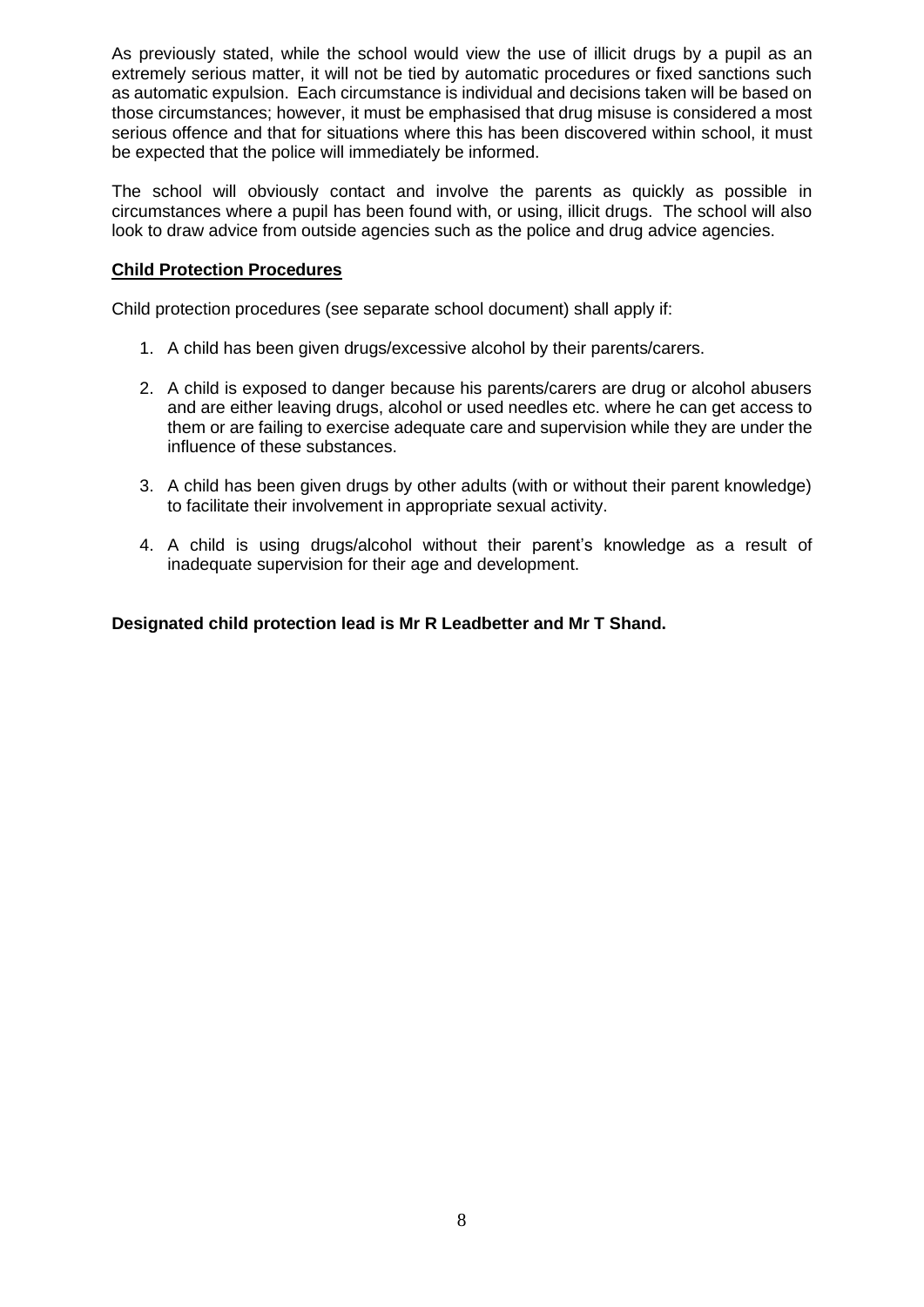As previously stated, while the school would view the use of illicit drugs by a pupil as an extremely serious matter, it will not be tied by automatic procedures or fixed sanctions such as automatic expulsion. Each circumstance is individual and decisions taken will be based on those circumstances; however, it must be emphasised that drug misuse is considered a most serious offence and that for situations where this has been discovered within school, it must be expected that the police will immediately be informed.

The school will obviously contact and involve the parents as quickly as possible in circumstances where a pupil has been found with, or using, illicit drugs. The school will also look to draw advice from outside agencies such as the police and drug advice agencies.

**Child Protection Procedures**

Child protection procedures (see separate school document) shall apply if:

1. A child has been given drugs/excessive alcohol by their parents/carers.
2. A child is exposed to danger because his parents/carers are drug or alcohol abusers and are either leaving drugs, alcohol or used needles etc. where he can get access to them or are failing to exercise adequate care and supervision while they are under the influence of these substances.
3. A child has been given drugs by other adults (with or without their parent knowledge) to facilitate their involvement in appropriate sexual activity.
4. A child is using drugs/alcohol without their parent's knowledge as a result of inadequate supervision for their age and development.

**Designated child protection lead is Mr R Leadbetter and Mr T Shand.**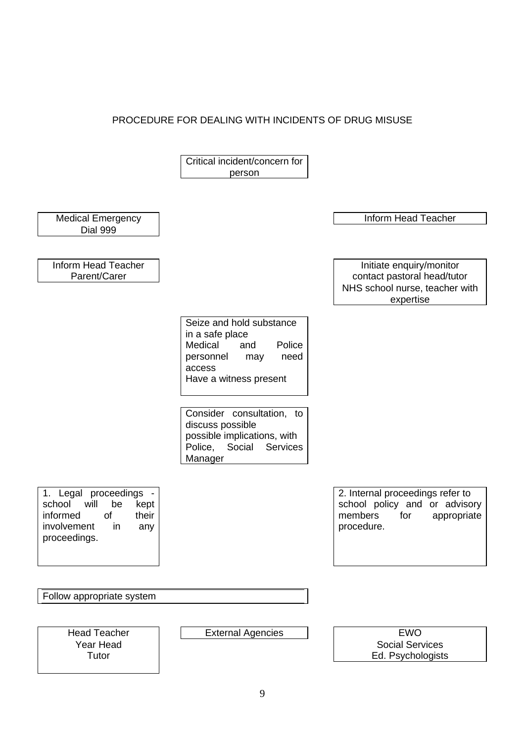# PROCEDURE FOR DEALING WITH INCIDENTS OF DRUG MISUSE

Critical incident/concern for person

Medical Emergency
Dial 999

Inform Head Teacher
Parent/Carer

Inform Head Teacher

Initiate enquiry/monitor
contact pastoral head/tutor
NHS school nurse, teacher with expertise

Seize and hold substance in a safe place
Medical and Police personnel may need access
Have a witness present

Consider consultation, to discuss possible
possible implications, with Police, Social Services Manager

1. Legal proceedings - school will be kept informed of their involvement in any proceedings.

2. Internal proceedings refer to school policy and or advisory members for appropriate procedure.

Follow appropriate system

Head Teacher
Year Head
Tutor

External Agencies

EWO
Social Services
Ed. Psychologists